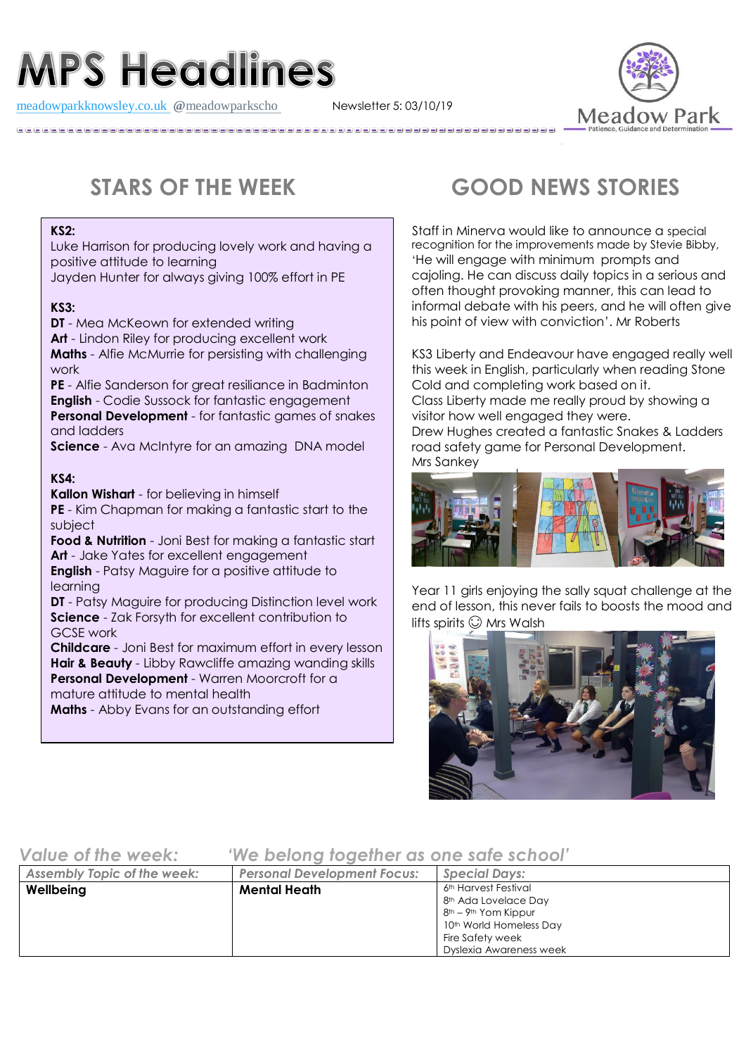# MPS Headlines

meadowparkknowsley.co.uk @meadowparkscho Newsletter 5: 03/10/19

Meadow Park
Patience, Guidance and Determination

## STARS OF THE WEEK

**KS2:**
Luke Harrison for producing lovely work and having a positive attitude to learning
Jayden Hunter for always giving 100% effort in PE

**KS3:**
**DT** - Mea McKeown for extended writing
**Art** - Lindon Riley for producing excellent work
**Maths** - Alfie McMurrie for persisting with challenging work
**PE** - Alfie Sanderson for great resiliance in Badminton
**English** - Codie Sussock for fantastic engagement
**Personal Development** - for fantastic games of snakes and ladders
**Science** - Ava McIntyre for an amazing DNA model

**KS4:**
**Kallon Wishart** - for believing in himself
**PE** - Kim Chapman for making a fantastic start to the subject
**Food & Nutrition** - Joni Best for making a fantastic start
**Art** - Jake Yates for excellent engagement
**English** - Patsy Maguire for a positive attitude to learning
**DT** - Patsy Maguire for producing Distinction level work
**Science** - Zak Forsyth for excellent contribution to GCSE work
**Childcare** - Joni Best for maximum effort in every lesson
**Hair & Beauty** - Libby Rawcliffe amazing wanding skills
**Personal Development** - Warren Moorcroft for a mature attitude to mental health
**Maths** - Abby Evans for an outstanding effort

## GOOD NEWS STORIES

Staff in Minerva would like to announce a special recognition for the improvements made by Stevie Bibby, 'He will engage with minimum prompts and cajoling. He can discuss daily topics in a serious and often thought provoking manner, this can lead to informal debate with his peers, and he will often give his point of view with conviction'. Mr Roberts

KS3 Liberty and Endeavour have engaged really well this week in English, particularly when reading Stone Cold and completing work based on it.
Class Liberty made me really proud by showing a visitor how well engaged they were.
Drew Hughes created a fantastic Snakes & Ladders road safety game for Personal Development.
Mrs Sankey

Year 11 girls enjoying the sally squat challenge at the end of lesson, this never fails to boosts the mood and lifts spirits ☺ Mrs Walsh

*Value of the week:* *'We belong together as one safe school'*

| *Assembly Topic of the week:* | *Personal Development Focus:* | *Special Days:* |
|---|---|---|
| **Wellbeing** | **Mental Heath** | 6th Harvest Festival<br>8th Ada Lovelace Day<br>8th – 9th Yom Kippur<br>10th World Homeless Day<br>Fire Safety week<br>Dyslexia Awareness week |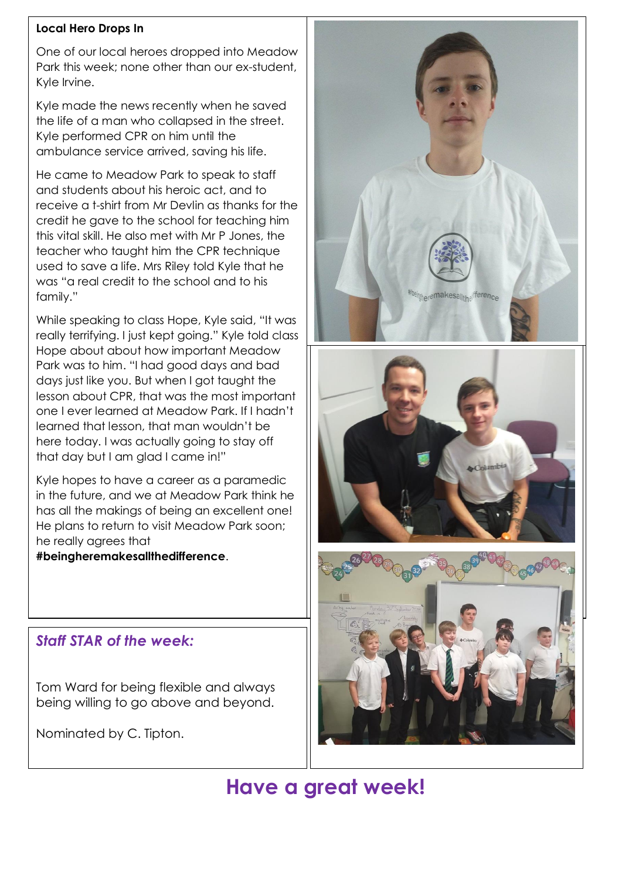**Local Hero Drops In**

One of our local heroes dropped into Meadow Park this week; none other than our ex-student, Kyle Irvine.

Kyle made the news recently when he saved the life of a man who collapsed in the street. Kyle performed CPR on him until the ambulance service arrived, saving his life.

He came to Meadow Park to speak to staff and students about his heroic act, and to receive a t-shirt from Mr Devlin as thanks for the credit he gave to the school for teaching him this vital skill. He also met with Mr P Jones, the teacher who taught him the CPR technique used to save a life. Mrs Riley told Kyle that he was "a real credit to the school and to his family."

While speaking to class Hope, Kyle said, "It was really terrifying. I just kept going." Kyle told class Hope about about how important Meadow Park was to him. "I had good days and bad days just like you. But when I got taught the lesson about CPR, that was the most important one I ever learned at Meadow Park. If I hadn't learned that lesson, that man wouldn't be here today. I was actually going to stay off that day but I am glad I came in!"

Kyle hopes to have a career as a paramedic in the future, and we at Meadow Park think he has all the makings of being an excellent one! He plans to return to visit Meadow Park soon; he really agrees that **#beingheremakesallthedifference**.

### *Staff STAR of the week:*

Tom Ward for being flexible and always being willing to go above and beyond.

Nominated by C. Tipton.

## Have a great week!